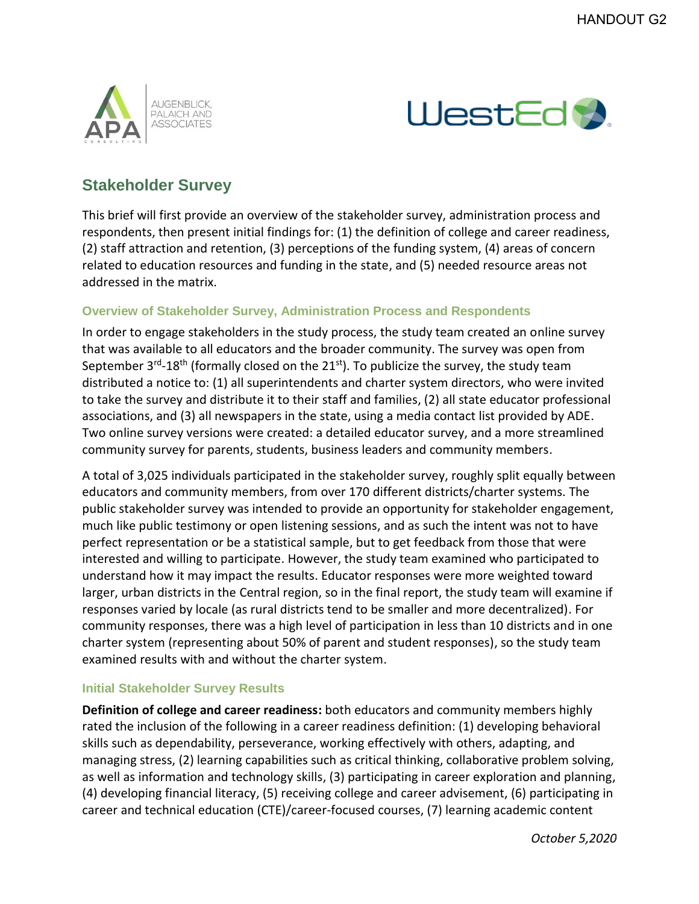## Stakeholder Survey

This brief will first provide an overview of the stakeholder survey, administration process and respondents, then present initial findings for: (1) the definition of college and career readiness, (2) staff attraction and retention, (3) perceptions of the funding system, (4) areas of concern related to education resources and funding in the state, and (5) needed resource areas not addressed in the matrix.

### Overview of Stakeholder Survey, Administration Process and Respondents

In order to engage stakeholders in the study process, the study team created an online survey that was available to all educators and the broader community. The survey was open from September 3rd-18th (formally closed on the 21st). To publicize the survey, the study team distributed a notice to: (1) all superintendents and charter system directors, who were invited to take the survey and distribute it to their staff and families, (2) all state educator professional associations, and (3) all newspapers in the state, using a media contact list provided by ADE. Two online survey versions were created: a detailed educator survey, and a more streamlined community survey for parents, students, business leaders and community members.

A total of 3,025 individuals participated in the stakeholder survey, roughly split equally between educators and community members, from over 170 different districts/charter systems. The public stakeholder survey was intended to provide an opportunity for stakeholder engagement, much like public testimony or open listening sessions, and as such the intent was not to have perfect representation or be a statistical sample, but to get feedback from those that were interested and willing to participate. However, the study team examined who participated to understand how it may impact the results. Educator responses were more weighted toward larger, urban districts in the Central region, so in the final report, the study team will examine if responses varied by locale (as rural districts tend to be smaller and more decentralized). For community responses, there was a high level of participation in less than 10 districts and in one charter system (representing about 50% of parent and student responses), so the study team examined results with and without the charter system.

### Initial Stakeholder Survey Results

**Definition of college and career readiness:** both educators and community members highly rated the inclusion of the following in a career readiness definition: (1) developing behavioral skills such as dependability, perseverance, working effectively with others, adapting, and managing stress, (2) learning capabilities such as critical thinking, collaborative problem solving, as well as information and technology skills, (3) participating in career exploration and planning, (4) developing financial literacy, (5) receiving college and career advisement, (6) participating in career and technical education (CTE)/career-focused courses, (7) learning academic content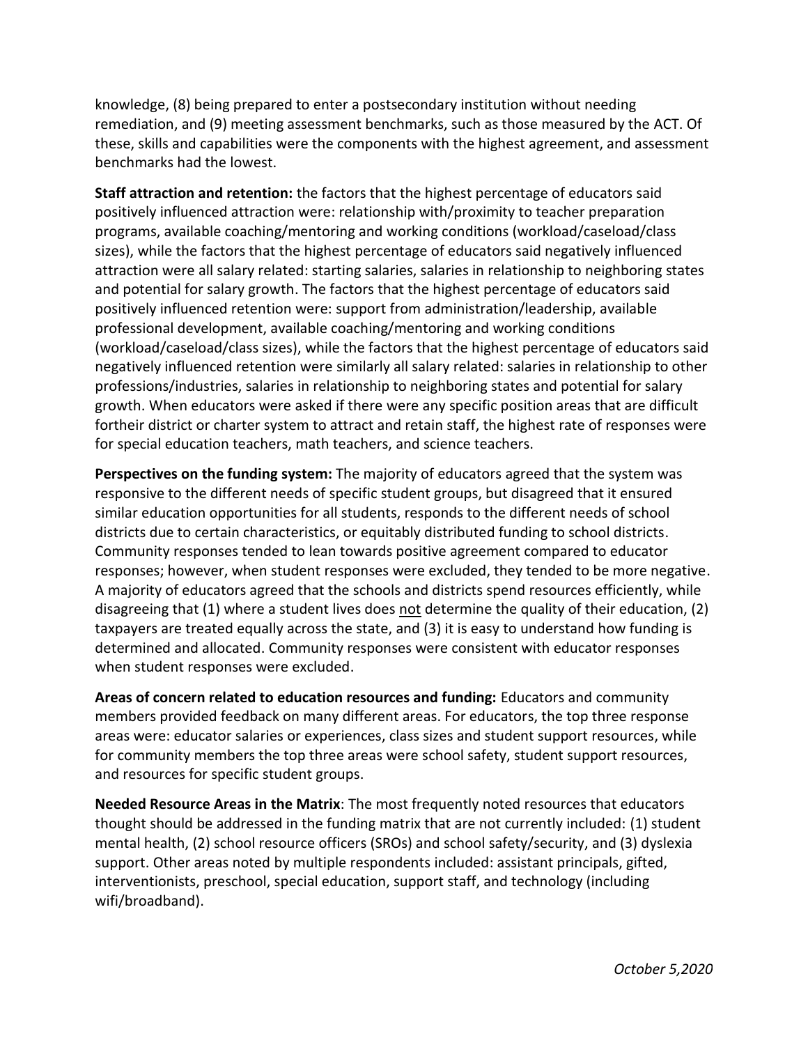knowledge, (8) being prepared to enter a postsecondary institution without needing remediation, and (9) meeting assessment benchmarks, such as those measured by the ACT. Of these, skills and capabilities were the components with the highest agreement, and assessment benchmarks had the lowest.

**Staff attraction and retention:** the factors that the highest percentage of educators said positively influenced attraction were: relationship with/proximity to teacher preparation programs, available coaching/mentoring and working conditions (workload/caseload/class sizes), while the factors that the highest percentage of educators said negatively influenced attraction were all salary related: starting salaries, salaries in relationship to neighboring states and potential for salary growth. The factors that the highest percentage of educators said positively influenced retention were: support from administration/leadership, available professional development, available coaching/mentoring and working conditions (workload/caseload/class sizes), while the factors that the highest percentage of educators said negatively influenced retention were similarly all salary related: salaries in relationship to other professions/industries, salaries in relationship to neighboring states and potential for salary growth. When educators were asked if there were any specific position areas that are difficult fortheir district or charter system to attract and retain staff, the highest rate of responses were for special education teachers, math teachers, and science teachers.

**Perspectives on the funding system:** The majority of educators agreed that the system was responsive to the different needs of specific student groups, but disagreed that it ensured similar education opportunities for all students, responds to the different needs of school districts due to certain characteristics, or equitably distributed funding to school districts. Community responses tended to lean towards positive agreement compared to educator responses; however, when student responses were excluded, they tended to be more negative. A majority of educators agreed that the schools and districts spend resources efficiently, while disagreeing that (1) where a student lives does not determine the quality of their education, (2) taxpayers are treated equally across the state, and (3) it is easy to understand how funding is determined and allocated. Community responses were consistent with educator responses when student responses were excluded.

**Areas of concern related to education resources and funding:** Educators and community members provided feedback on many different areas. For educators, the top three response areas were: educator salaries or experiences, class sizes and student support resources, while for community members the top three areas were school safety, student support resources, and resources for specific student groups.

**Needed Resource Areas in the Matrix**: The most frequently noted resources that educators thought should be addressed in the funding matrix that are not currently included: (1) student mental health, (2) school resource officers (SROs) and school safety/security, and (3) dyslexia support. Other areas noted by multiple respondents included: assistant principals, gifted, interventionists, preschool, special education, support staff, and technology (including wifi/broadband).

*October 5,2020*